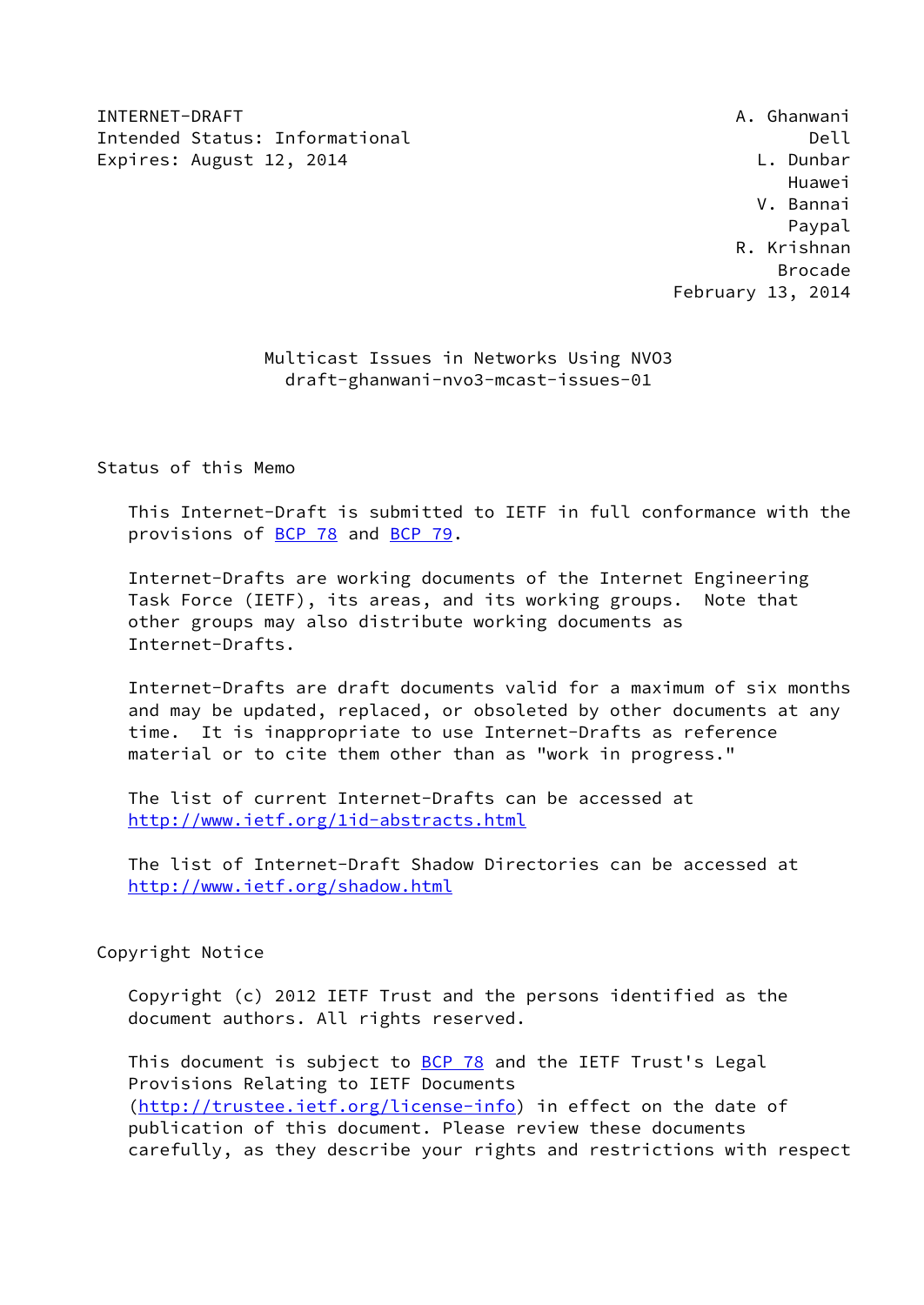INTERNET-DRAFT                                        A. Ghanwani
Intended Status: Informational                               Dell
Expires: August 12, 2014                                L. Dunbar
                                                           Huawei
                                                        V. Bannai
                                                           Paypal
                                                      R. Krishnan
                                                          Brocade
                                                February 13, 2014

# Multicast Issues in Networks Using NVO3
## draft-ghanwani-nvo3-mcast-issues-01

## Status of this Memo

This Internet-Draft is submitted to IETF in full conformance with the provisions of BCP 78 and BCP 79.

Internet-Drafts are working documents of the Internet Engineering Task Force (IETF), its areas, and its working groups. Note that other groups may also distribute working documents as Internet-Drafts.

Internet-Drafts are draft documents valid for a maximum of six months and may be updated, replaced, or obsoleted by other documents at any time. It is inappropriate to use Internet-Drafts as reference material or to cite them other than as "work in progress."

The list of current Internet-Drafts can be accessed at http://www.ietf.org/1id-abstracts.html

The list of Internet-Draft Shadow Directories can be accessed at http://www.ietf.org/shadow.html

## Copyright Notice

Copyright (c) 2012 IETF Trust and the persons identified as the document authors. All rights reserved.

This document is subject to BCP 78 and the IETF Trust's Legal Provisions Relating to IETF Documents (http://trustee.ietf.org/license-info) in effect on the date of publication of this document. Please review these documents carefully, as they describe your rights and restrictions with respect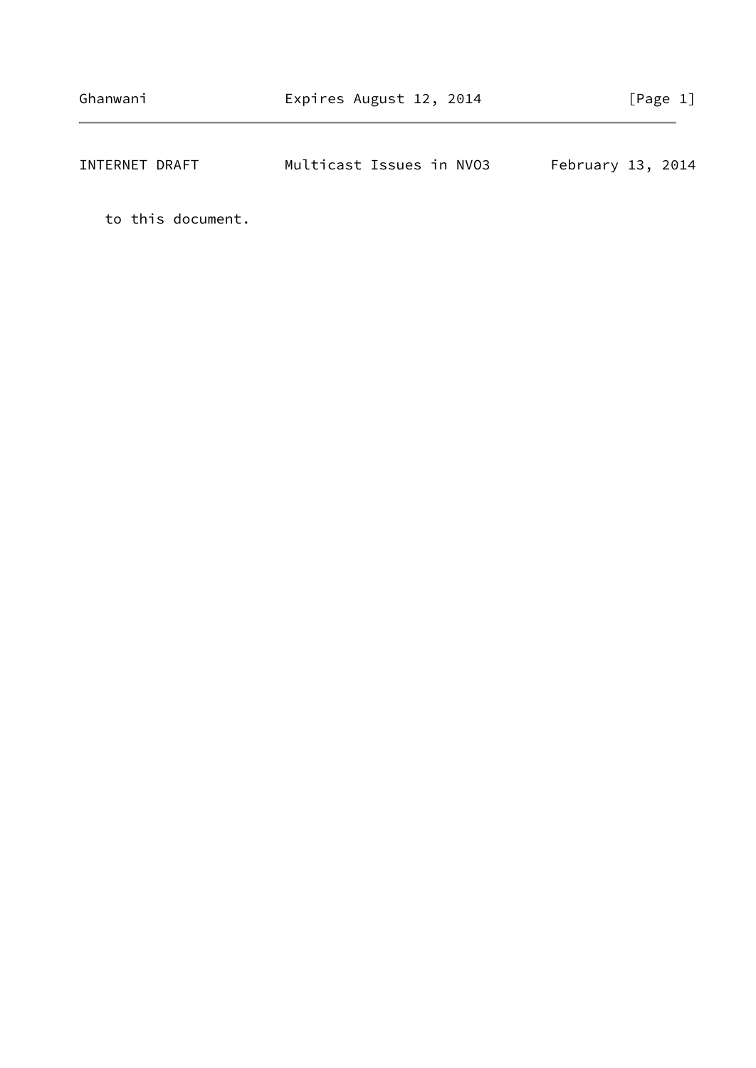to this document.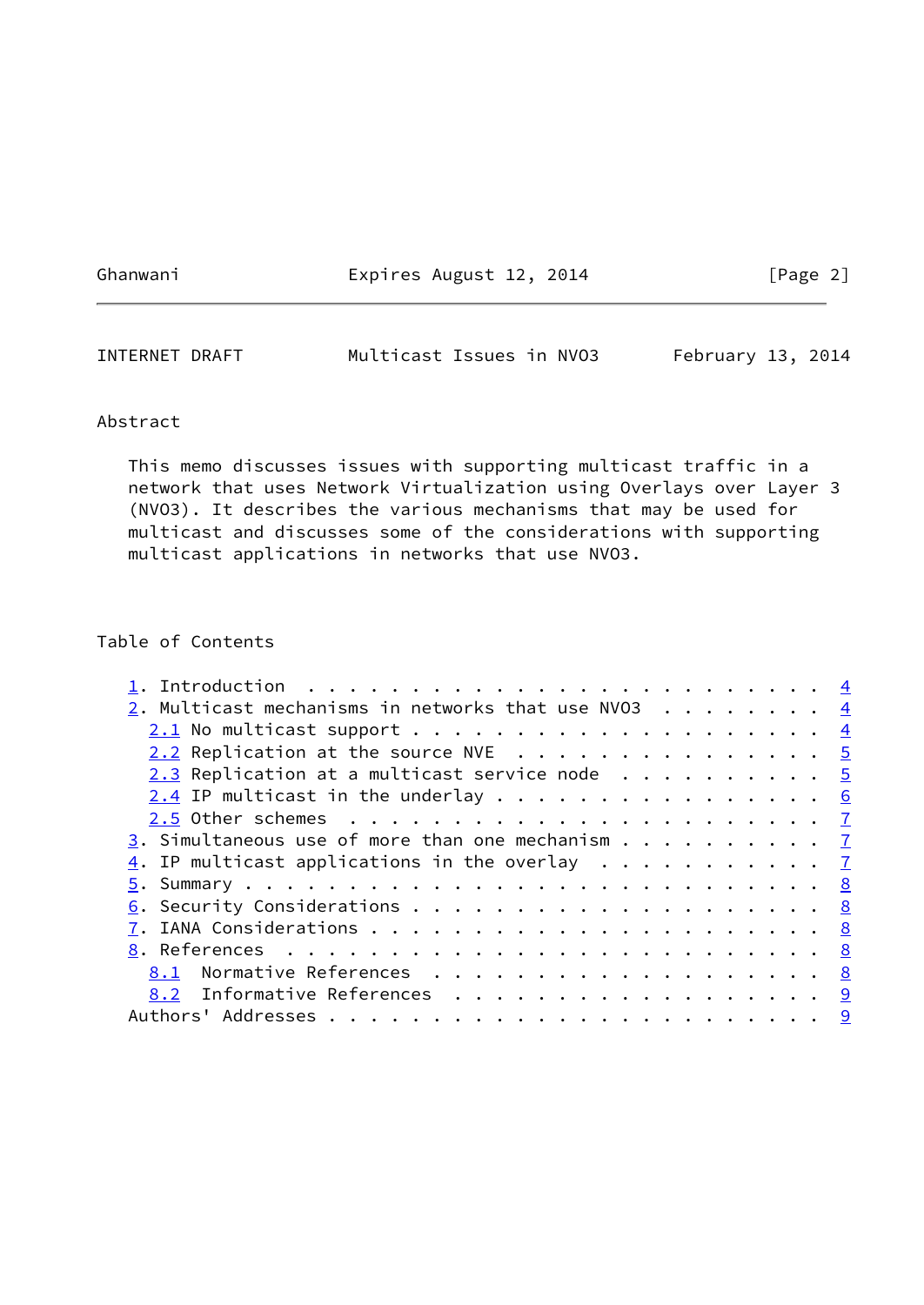## Abstract

This memo discusses issues with supporting multicast traffic in a network that uses Network Virtualization using Overlays over Layer 3 (NVO3). It describes the various mechanisms that may be used for multicast and discusses some of the considerations with supporting multicast applications in networks that use NVO3.

## Table of Contents

```
1. Introduction . . . . . . . . . . . . . . . . . . . . . . . . 4
2. Multicast mechanisms in networks that use NVO3 . . . . . . . . 4
  2.1 No multicast support . . . . . . . . . . . . . . . . . . . 4
  2.2 Replication at the source NVE  . . . . . . . . . . . . . . 5
  2.3 Replication at a multicast service node  . . . . . . . . . 5
  2.4 IP multicast in the underlay . . . . . . . . . . . . . . . 6
  2.5 Other schemes  . . . . . . . . . . . . . . . . . . . . . . 7
3. Simultaneous use of more than one mechanism . . . . . . . . . 7
4. IP multicast applications in the overlay  . . . . . . . . . . 7
5. Summary . . . . . . . . . . . . . . . . . . . . . . . . . . . 8
6. Security Considerations . . . . . . . . . . . . . . . . . . . 8
7. IANA Considerations . . . . . . . . . . . . . . . . . . . . . 8
8. References  . . . . . . . . . . . . . . . . . . . . . . . . . 8
  8.1  Normative References  . . . . . . . . . . . . . . . . . . 8
  8.2  Informative References  . . . . . . . . . . . . . . . . . 9
Authors' Addresses . . . . . . . . . . . . . . . . . . . . . . . 9
```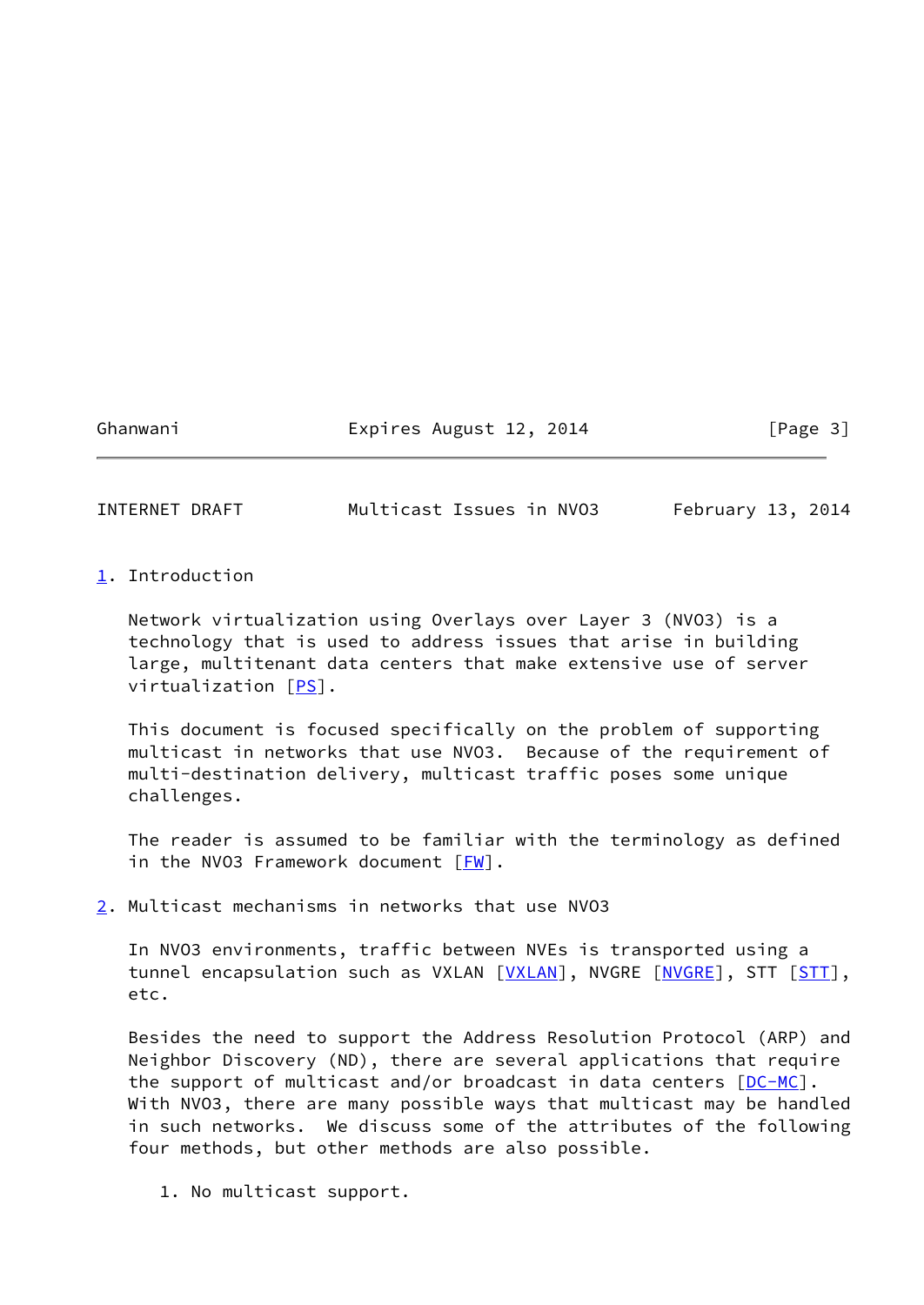## 1. Introduction

Network virtualization using Overlays over Layer 3 (NVO3) is a technology that is used to address issues that arise in building large, multitenant data centers that make extensive use of server virtualization [PS].

This document is focused specifically on the problem of supporting multicast in networks that use NVO3. Because of the requirement of multi-destination delivery, multicast traffic poses some unique challenges.

The reader is assumed to be familiar with the terminology as defined in the NVO3 Framework document [FW].

## 2. Multicast mechanisms in networks that use NVO3

In NVO3 environments, traffic between NVEs is transported using a tunnel encapsulation such as VXLAN [VXLAN], NVGRE [NVGRE], STT [STT], etc.

Besides the need to support the Address Resolution Protocol (ARP) and Neighbor Discovery (ND), there are several applications that require the support of multicast and/or broadcast in data centers [DC-MC]. With NVO3, there are many possible ways that multicast may be handled in such networks. We discuss some of the attributes of the following four methods, but other methods are also possible.

1. No multicast support.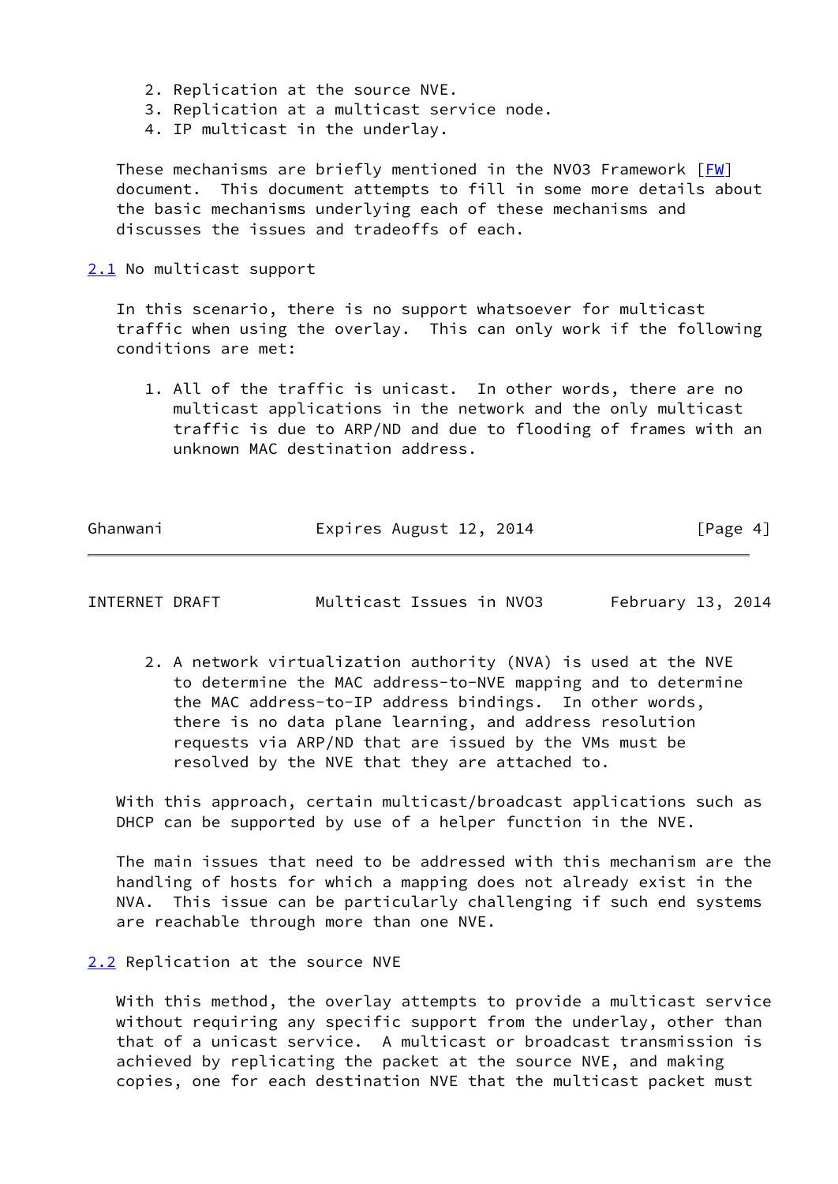2. Replication at the source NVE.
3. Replication at a multicast service node.
4. IP multicast in the underlay.

These mechanisms are briefly mentioned in the NVO3 Framework [FW] document. This document attempts to fill in some more details about the basic mechanisms underlying each of these mechanisms and discusses the issues and tradeoffs of each.

## 2.1 No multicast support

In this scenario, there is no support whatsoever for multicast traffic when using the overlay. This can only work if the following conditions are met:

1. All of the traffic is unicast. In other words, there are no multicast applications in the network and the only multicast traffic is due to ARP/ND and due to flooding of frames with an unknown MAC destination address.

2. A network virtualization authority (NVA) is used at the NVE to determine the MAC address-to-NVE mapping and to determine the MAC address-to-IP address bindings. In other words, there is no data plane learning, and address resolution requests via ARP/ND that are issued by the VMs must be resolved by the NVE that they are attached to.

With this approach, certain multicast/broadcast applications such as DHCP can be supported by use of a helper function in the NVE.

The main issues that need to be addressed with this mechanism are the handling of hosts for which a mapping does not already exist in the NVA. This issue can be particularly challenging if such end systems are reachable through more than one NVE.

## 2.2 Replication at the source NVE

With this method, the overlay attempts to provide a multicast service without requiring any specific support from the underlay, other than that of a unicast service. A multicast or broadcast transmission is achieved by replicating the packet at the source NVE, and making copies, one for each destination NVE that the multicast packet must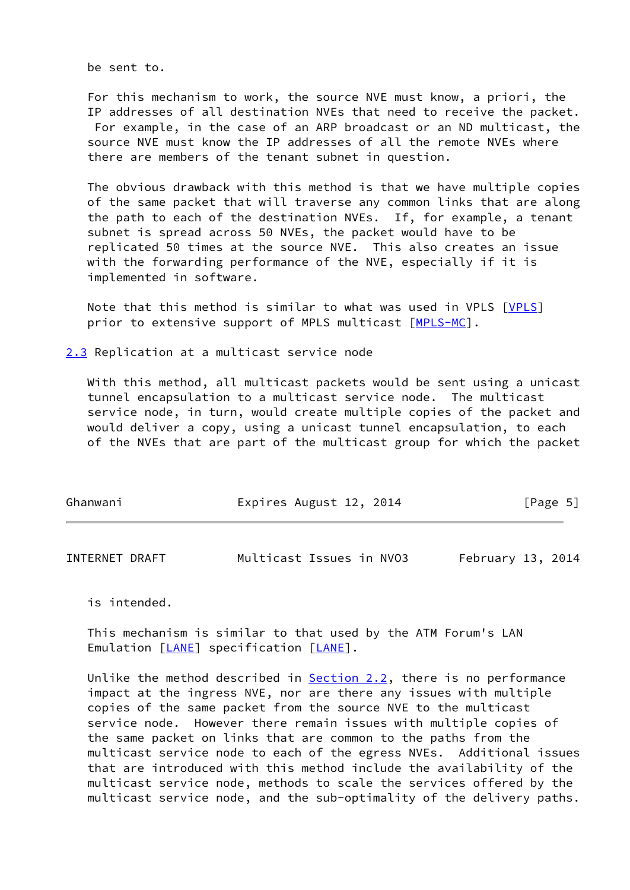be sent to.

For this mechanism to work, the source NVE must know, a priori, the IP addresses of all destination NVEs that need to receive the packet. For example, in the case of an ARP broadcast or an ND multicast, the source NVE must know the IP addresses of all the remote NVEs where there are members of the tenant subnet in question.

The obvious drawback with this method is that we have multiple copies of the same packet that will traverse any common links that are along the path to each of the destination NVEs. If, for example, a tenant subnet is spread across 50 NVEs, the packet would have to be replicated 50 times at the source NVE. This also creates an issue with the forwarding performance of the NVE, especially if it is implemented in software.

Note that this method is similar to what was used in VPLS [VPLS] prior to extensive support of MPLS multicast [MPLS-MC].

## 2.3 Replication at a multicast service node

With this method, all multicast packets would be sent using a unicast tunnel encapsulation to a multicast service node. The multicast service node, in turn, would create multiple copies of the packet and would deliver a copy, using a unicast tunnel encapsulation, to each of the NVEs that are part of the multicast group for which the packet is intended.

This mechanism is similar to that used by the ATM Forum's LAN Emulation [LANE] specification [LANE].

Unlike the method described in Section 2.2, there is no performance impact at the ingress NVE, nor are there any issues with multiple copies of the same packet from the source NVE to the multicast service node. However there remain issues with multiple copies of the same packet on links that are common to the paths from the multicast service node to each of the egress NVEs. Additional issues that are introduced with this method include the availability of the multicast service node, methods to scale the services offered by the multicast service node, and the sub-optimality of the delivery paths.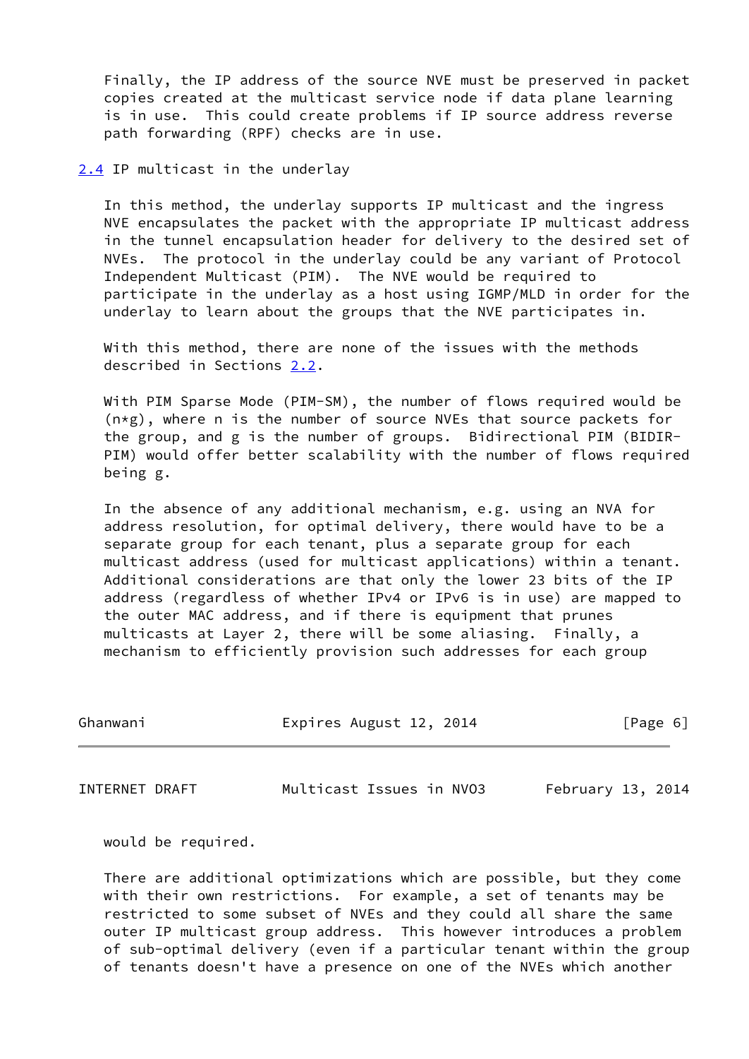Finally, the IP address of the source NVE must be preserved in packet copies created at the multicast service node if data plane learning is in use. This could create problems if IP source address reverse path forwarding (RPF) checks are in use.

## 2.4 IP multicast in the underlay

In this method, the underlay supports IP multicast and the ingress NVE encapsulates the packet with the appropriate IP multicast address in the tunnel encapsulation header for delivery to the desired set of NVEs. The protocol in the underlay could be any variant of Protocol Independent Multicast (PIM). The NVE would be required to participate in the underlay as a host using IGMP/MLD in order for the underlay to learn about the groups that the NVE participates in.

With this method, there are none of the issues with the methods described in Sections 2.2.

With PIM Sparse Mode (PIM-SM), the number of flows required would be (n*g), where n is the number of source NVEs that source packets for the group, and g is the number of groups. Bidirectional PIM (BIDIR-PIM) would offer better scalability with the number of flows required being g.

In the absence of any additional mechanism, e.g. using an NVA for address resolution, for optimal delivery, there would have to be a separate group for each tenant, plus a separate group for each multicast address (used for multicast applications) within a tenant. Additional considerations are that only the lower 23 bits of the IP address (regardless of whether IPv4 or IPv6 is in use) are mapped to the outer MAC address, and if there is equipment that prunes multicasts at Layer 2, there will be some aliasing. Finally, a mechanism to efficiently provision such addresses for each group would be required.

There are additional optimizations which are possible, but they come with their own restrictions. For example, a set of tenants may be restricted to some subset of NVEs and they could all share the same outer IP multicast group address. This however introduces a problem of sub-optimal delivery (even if a particular tenant within the group of tenants doesn't have a presence on one of the NVEs which another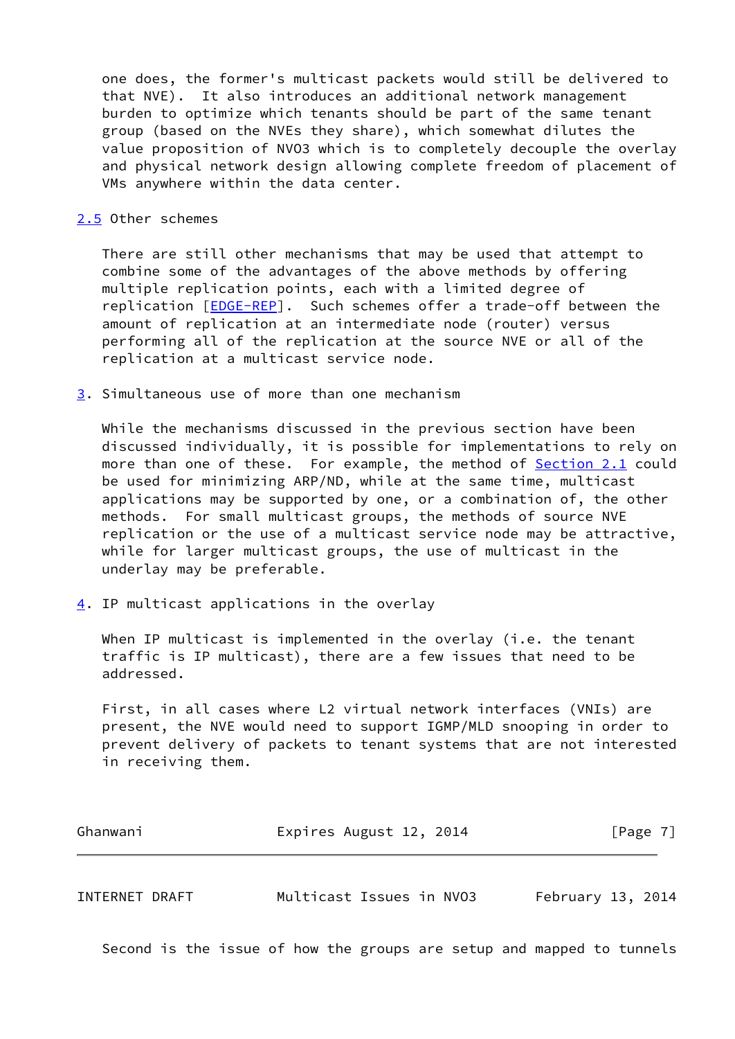one does, the former's multicast packets would still be delivered to that NVE). It also introduces an additional network management burden to optimize which tenants should be part of the same tenant group (based on the NVEs they share), which somewhat dilutes the value proposition of NVO3 which is to completely decouple the overlay and physical network design allowing complete freedom of placement of VMs anywhere within the data center.

### 2.5 Other schemes

There are still other mechanisms that may be used that attempt to combine some of the advantages of the above methods by offering multiple replication points, each with a limited degree of replication [EDGE-REP]. Such schemes offer a trade-off between the amount of replication at an intermediate node (router) versus performing all of the replication at the source NVE or all of the replication at a multicast service node.

## 3. Simultaneous use of more than one mechanism

While the mechanisms discussed in the previous section have been discussed individually, it is possible for implementations to rely on more than one of these. For example, the method of Section 2.1 could be used for minimizing ARP/ND, while at the same time, multicast applications may be supported by one, or a combination of, the other methods. For small multicast groups, the methods of source NVE replication or the use of a multicast service node may be attractive, while for larger multicast groups, the use of multicast in the underlay may be preferable.

## 4. IP multicast applications in the overlay

When IP multicast is implemented in the overlay (i.e. the tenant traffic is IP multicast), there are a few issues that need to be addressed.

First, in all cases where L2 virtual network interfaces (VNIs) are present, the NVE would need to support IGMP/MLD snooping in order to prevent delivery of packets to tenant systems that are not interested in receiving them.

Second is the issue of how the groups are setup and mapped to tunnels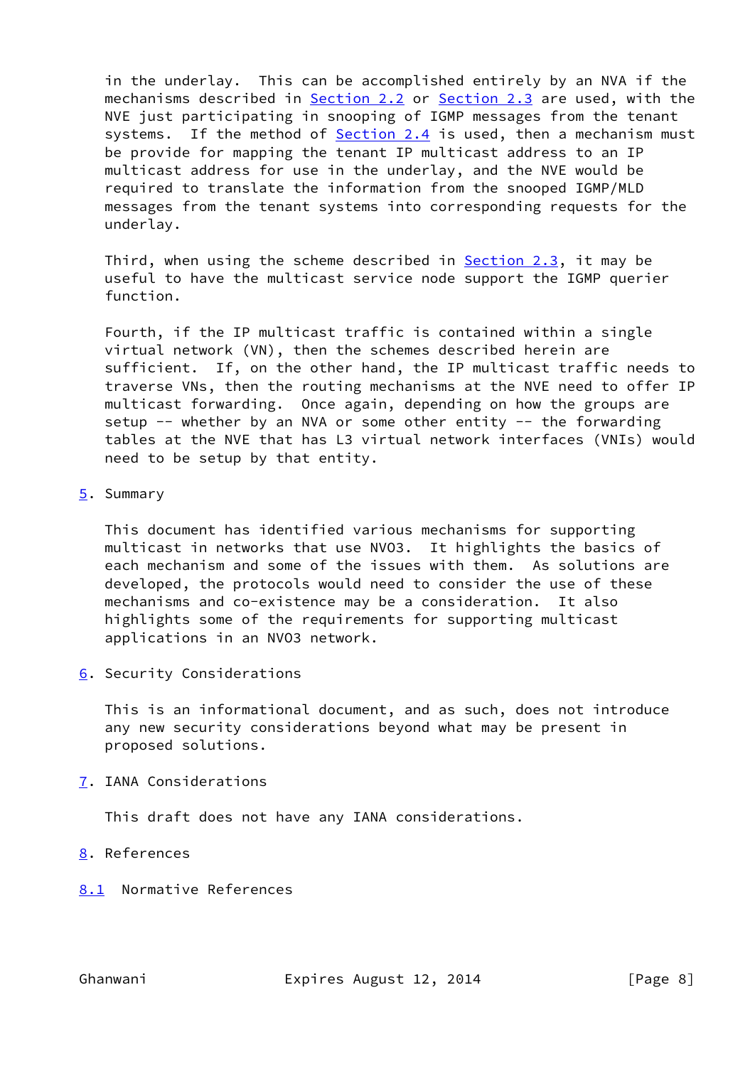in the underlay. This can be accomplished entirely by an NVA if the mechanisms described in Section 2.2 or Section 2.3 are used, with the NVE just participating in snooping of IGMP messages from the tenant systems. If the method of Section 2.4 is used, then a mechanism must be provide for mapping the tenant IP multicast address to an IP multicast address for use in the underlay, and the NVE would be required to translate the information from the snooped IGMP/MLD messages from the tenant systems into corresponding requests for the underlay.

Third, when using the scheme described in Section 2.3, it may be useful to have the multicast service node support the IGMP querier function.

Fourth, if the IP multicast traffic is contained within a single virtual network (VN), then the schemes described herein are sufficient. If, on the other hand, the IP multicast traffic needs to traverse VNs, then the routing mechanisms at the NVE need to offer IP multicast forwarding. Once again, depending on how the groups are setup -- whether by an NVA or some other entity -- the forwarding tables at the NVE that has L3 virtual network interfaces (VNIs) would need to be setup by that entity.

## 5. Summary

This document has identified various mechanisms for supporting multicast in networks that use NVO3. It highlights the basics of each mechanism and some of the issues with them. As solutions are developed, the protocols would need to consider the use of these mechanisms and co-existence may be a consideration. It also highlights some of the requirements for supporting multicast applications in an NVO3 network.

## 6. Security Considerations

This is an informational document, and as such, does not introduce any new security considerations beyond what may be present in proposed solutions.

## 7. IANA Considerations

This draft does not have any IANA considerations.

## 8. References

### 8.1 Normative References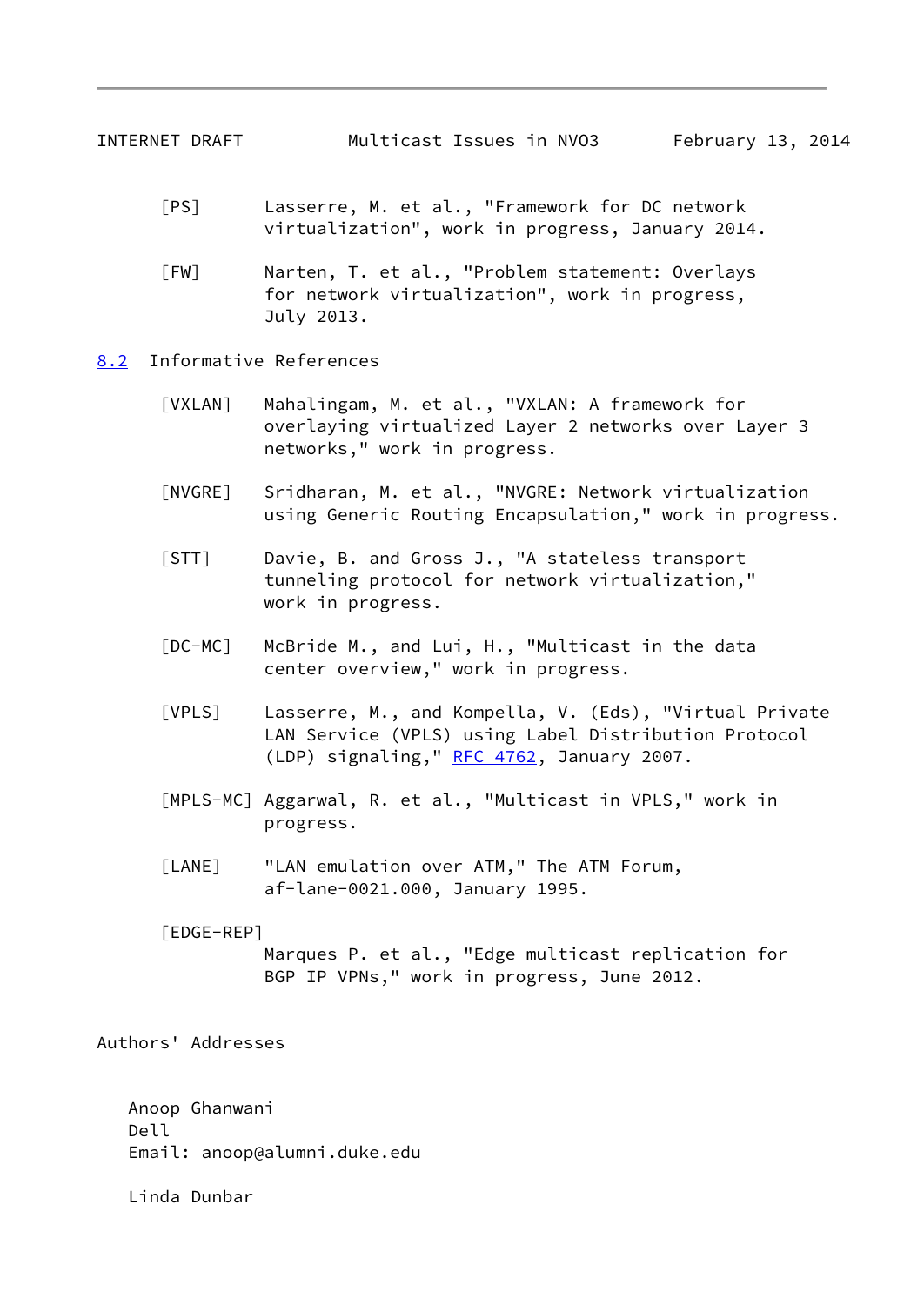[PS] Lasserre, M. et al., "Framework for DC network virtualization", work in progress, January 2014.

[FW] Narten, T. et al., "Problem statement: Overlays for network virtualization", work in progress, July 2013.

### 8.2 Informative References

[VXLAN] Mahalingam, M. et al., "VXLAN: A framework for overlaying virtualized Layer 2 networks over Layer 3 networks," work in progress.

[NVGRE] Sridharan, M. et al., "NVGRE: Network virtualization using Generic Routing Encapsulation," work in progress.

[STT] Davie, B. and Gross J., "A stateless transport tunneling protocol for network virtualization," work in progress.

[DC-MC] McBride M., and Lui, H., "Multicast in the data center overview," work in progress.

[VPLS] Lasserre, M., and Kompella, V. (Eds), "Virtual Private LAN Service (VPLS) using Label Distribution Protocol (LDP) signaling," RFC 4762, January 2007.

[MPLS-MC] Aggarwal, R. et al., "Multicast in VPLS," work in progress.

[LANE] "LAN emulation over ATM," The ATM Forum, af-lane-0021.000, January 1995.

[EDGE-REP] Marques P. et al., "Edge multicast replication for BGP IP VPNs," work in progress, June 2012.

## Authors' Addresses

Anoop Ghanwani
Dell
Email: anoop@alumni.duke.edu

Linda Dunbar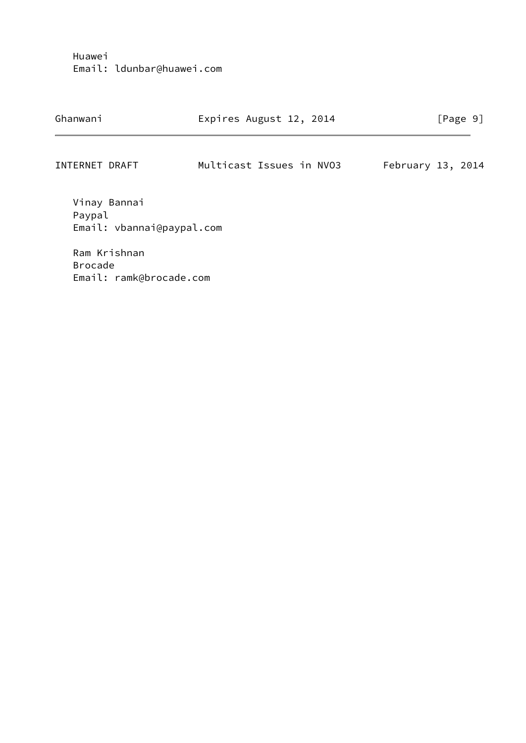Huawei
Email: ldunbar@huawei.com

Vinay Bannai
Paypal
Email: vbannai@paypal.com

Ram Krishnan
Brocade
Email: ramk@brocade.com